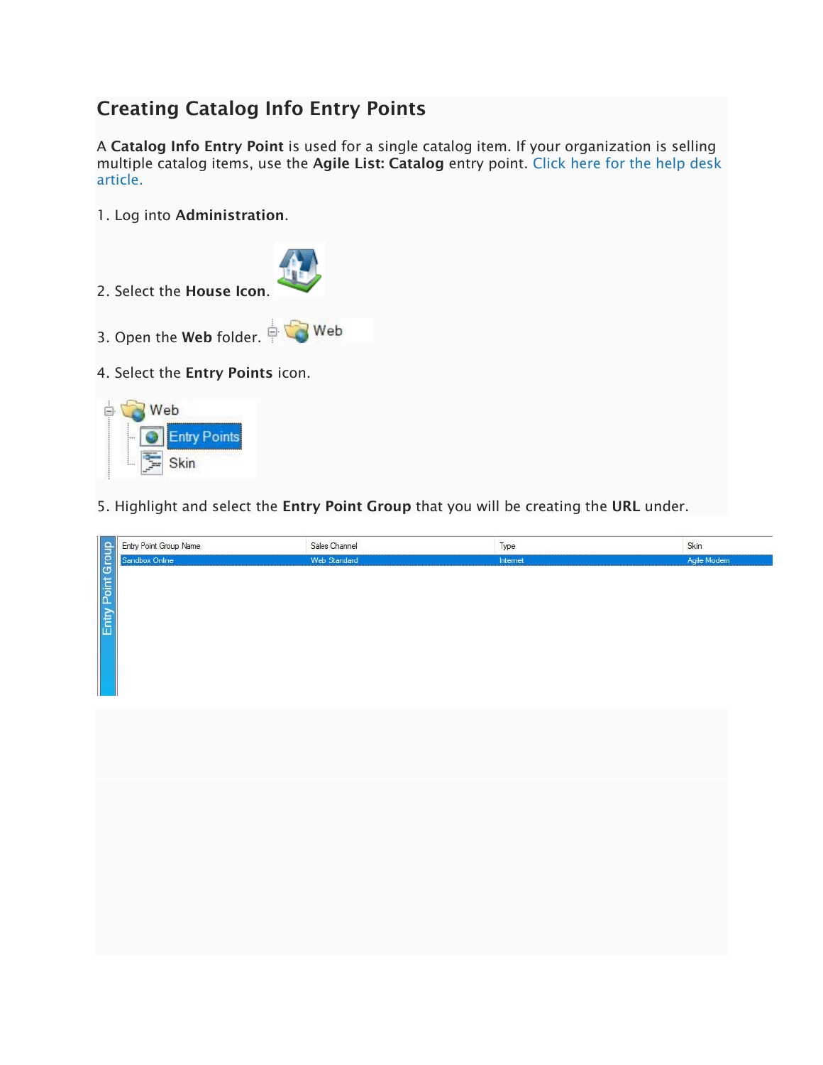# Creating Catalog Info Entry Points

A **Catalog Info Entry Point** is used for a single catalog item. If your organization is selling multiple catalog items, use the **Agile List: Catalog** entry point. Click here for the help desk article.

1. Log into **Administration**.

2. Select the **House Icon**.

3. Open the **Web** folder.

4. Select the **Entry Points** icon.

5. Highlight and select the **Entry Point Group** that you will be creating the **URL** under.

| Entry Point Group Name | Sales Channel | Type | Skin |
|---|---|---|---|
| Sandbox Online | Web Standard | Internet | Agile Modern |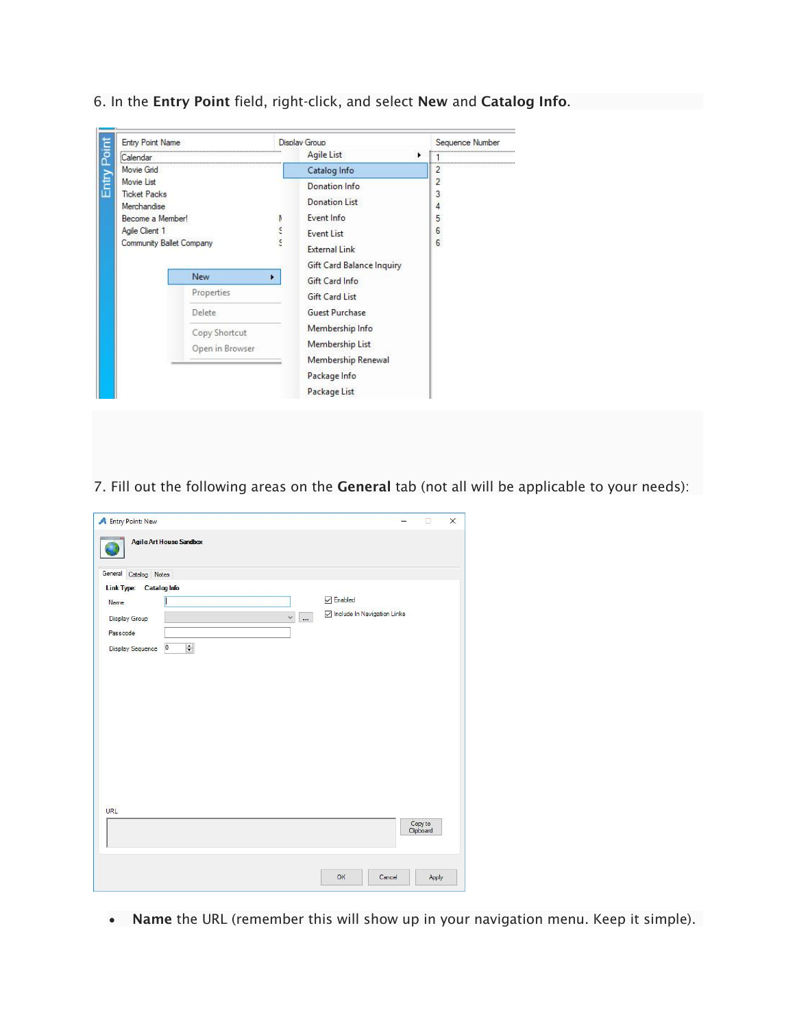6. In the **Entry Point** field, right-click, and select **New** and **Catalog Info**.

7. Fill out the following areas on the **General** tab (not all will be applicable to your needs):

- **Name** the URL (remember this will show up in your navigation menu. Keep it simple).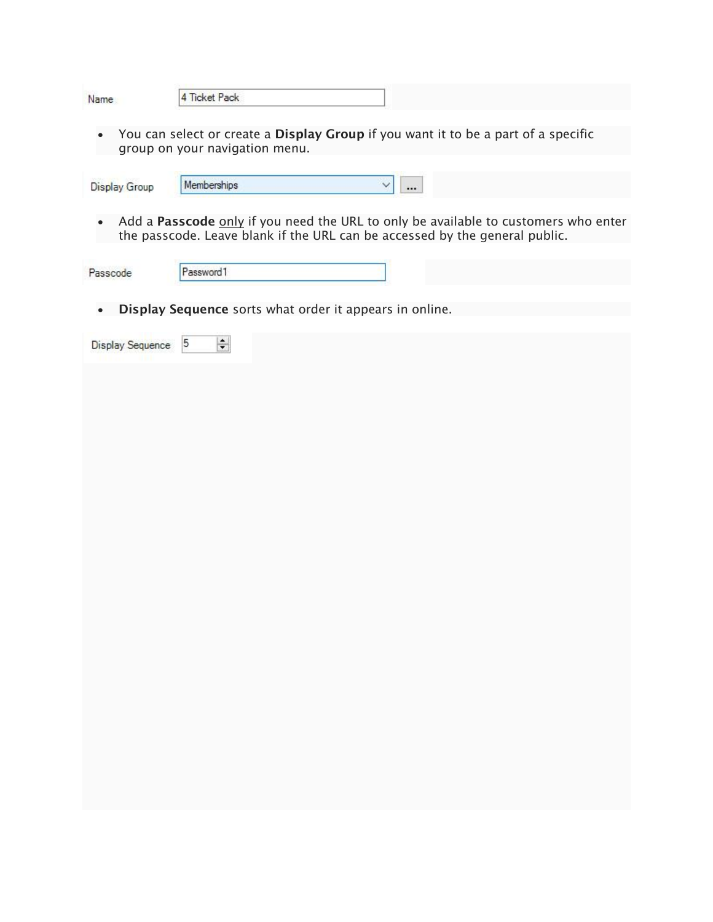Name 4 Ticket Pack

- You can select or create a **Display Group** if you want it to be a part of a specific group on your navigation menu.

Display Group Memberships

- Add a **Passcode** only if you need the URL to only be available to customers who enter the passcode. Leave blank if the URL can be accessed by the general public.

Passcode Password1

- **Display Sequence** sorts what order it appears in online.

Display Sequence 5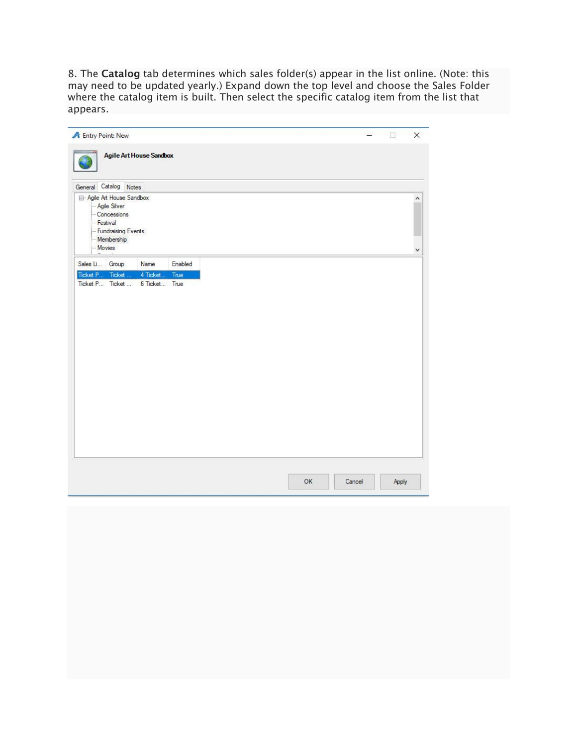8. The **Catalog** tab determines which sales folder(s) appear in the list online. (Note: this may need to be updated yearly.) Expand down the top level and choose the Sales Folder where the catalog item is built. Then select the specific catalog item from the list that appears.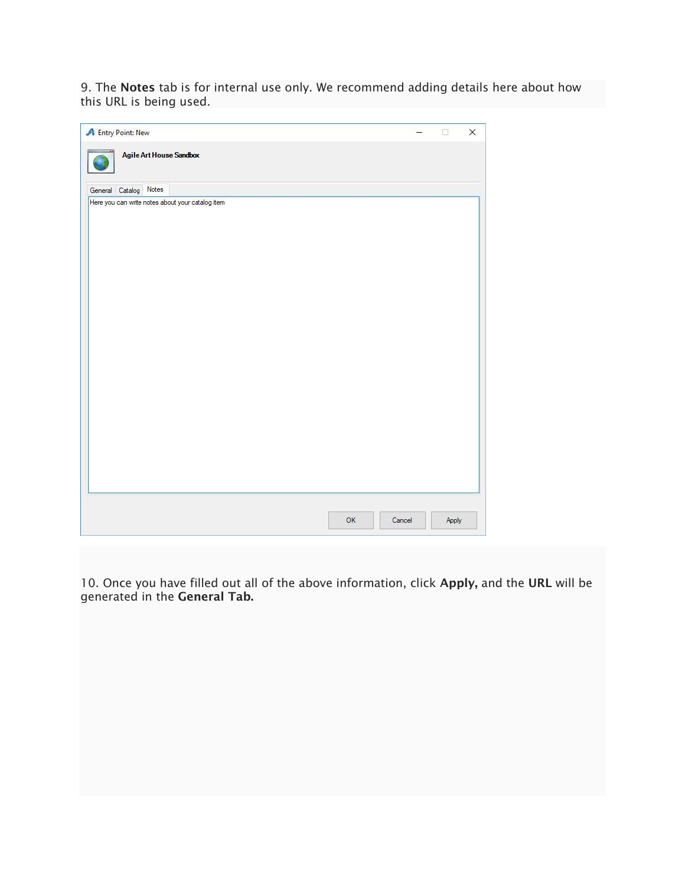9. The **Notes** tab is for internal use only. We recommend adding details here about how this URL is being used.

10. Once you have filled out all of the above information, click **Apply,** and the **URL** will be generated in the **General Tab.**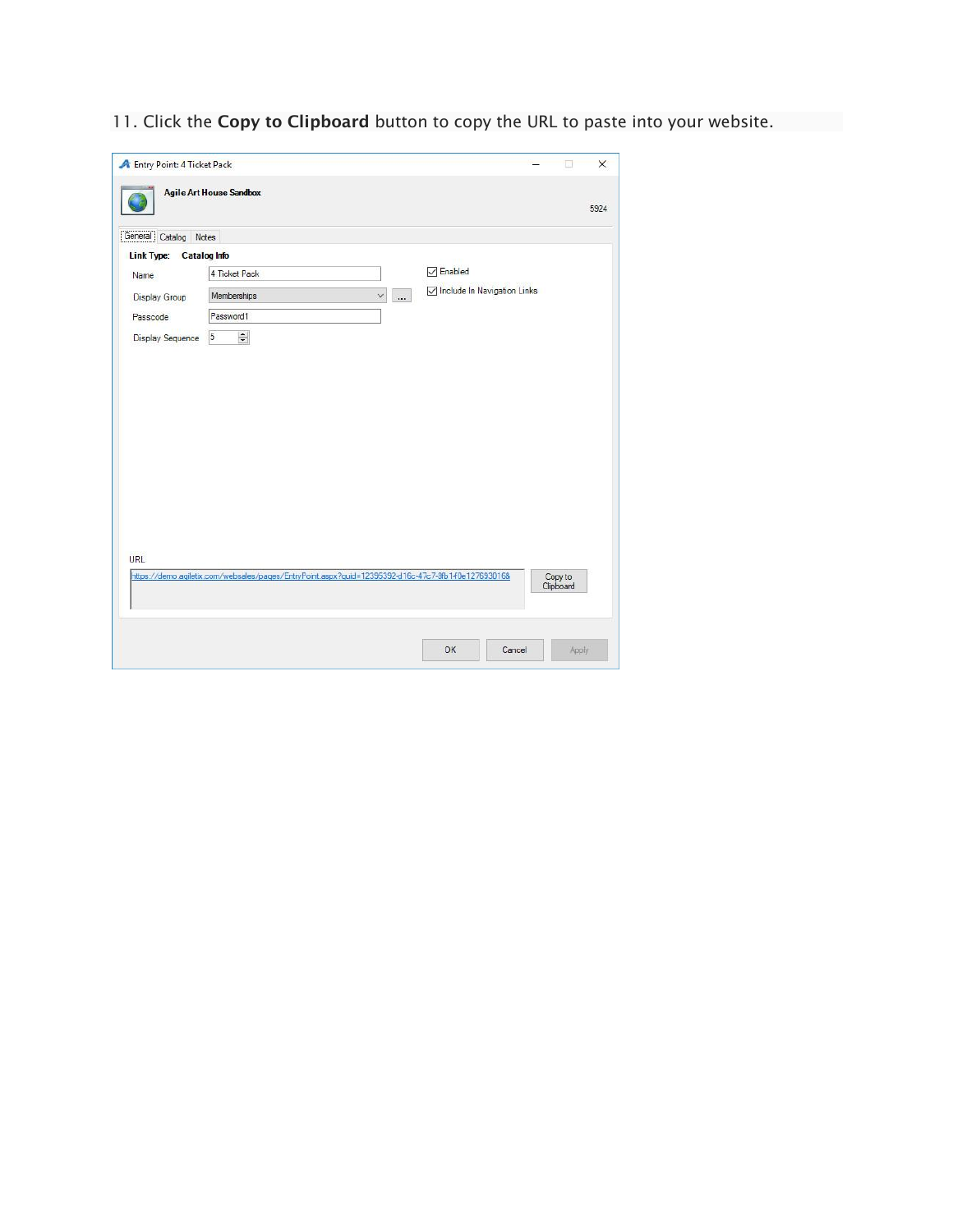11. Click the **Copy to Clipboard** button to copy the URL to paste into your website.

Entry Point: 4 Ticket Pack

Agile Art House Sandbox

5924

General Catalog Notes

**Link Type:** **Catalog Info**

Name: 4 Ticket Pack

Display Group: Memberships

Passcode: Password1

Display Sequence: 5

☑ Enabled

☑ Include In Navigation Links

URL

https://demo.agiletix.com/websales/pages/EntryPoint.aspx?guid=12395392-d16c-47c7-9fb1-f0e127693016&

Copy to Clipboard

OK Cancel Apply